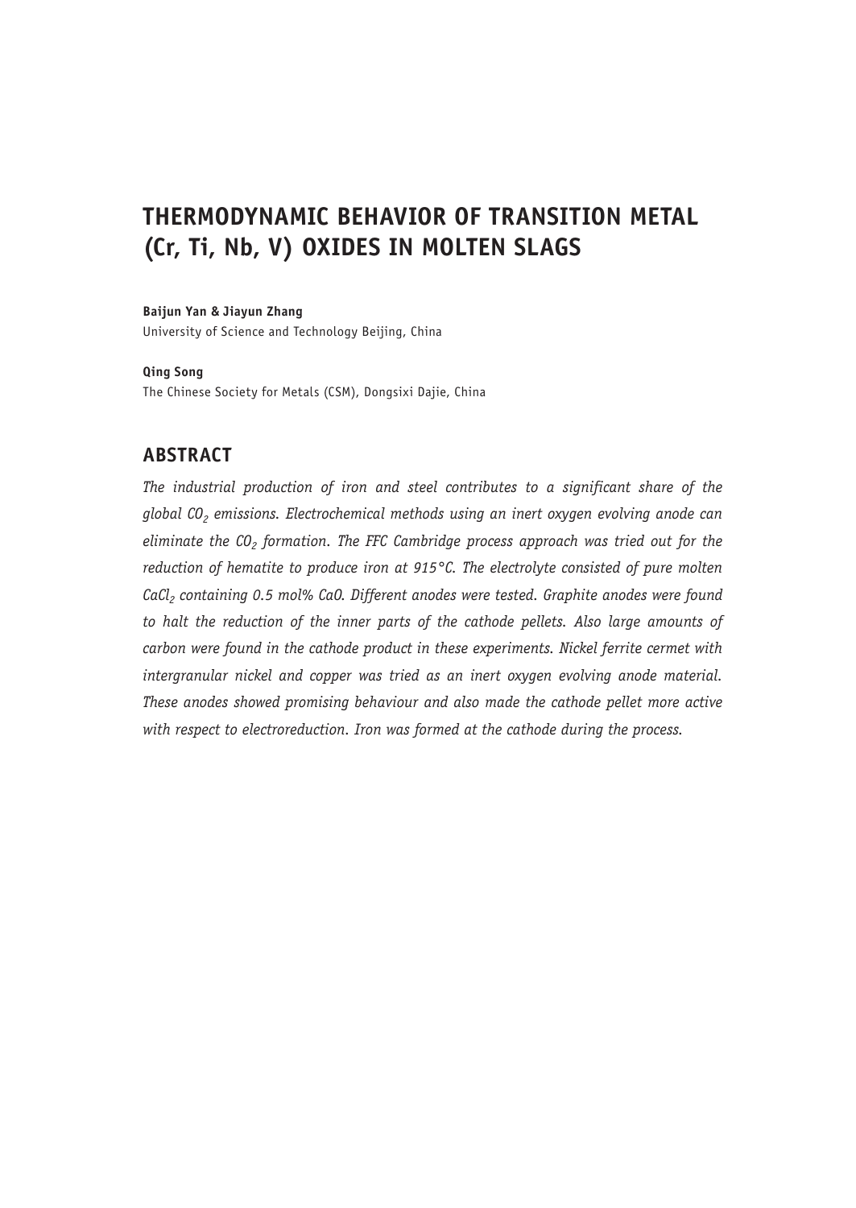# THERMODYNAMIC BEHAVIOR OF TRANSITION METAL (Cr, Ti, Nb, V) OXIDES IN MOLTEN SLAGS

**Baijun Yan & Jiayun Zhang**
University of Science and Technology Beijing, China

**Qing Song**
The Chinese Society for Metals (CSM), Dongsixi Dajie, China

## ABSTRACT

*The industrial production of iron and steel contributes to a significant share of the global $CO_2$ emissions. Electrochemical methods using an inert oxygen evolving anode can eliminate the $CO_2$ formation. The FFC Cambridge process approach was tried out for the reduction of hematite to produce iron at 915°C. The electrolyte consisted of pure molten $CaCl_2$ containing 0.5 mol% CaO. Different anodes were tested. Graphite anodes were found to halt the reduction of the inner parts of the cathode pellets. Also large amounts of carbon were found in the cathode product in these experiments. Nickel ferrite cermet with intergranular nickel and copper was tried as an inert oxygen evolving anode material. These anodes showed promising behaviour and also made the cathode pellet more active with respect to electroreduction. Iron was formed at the cathode during the process.*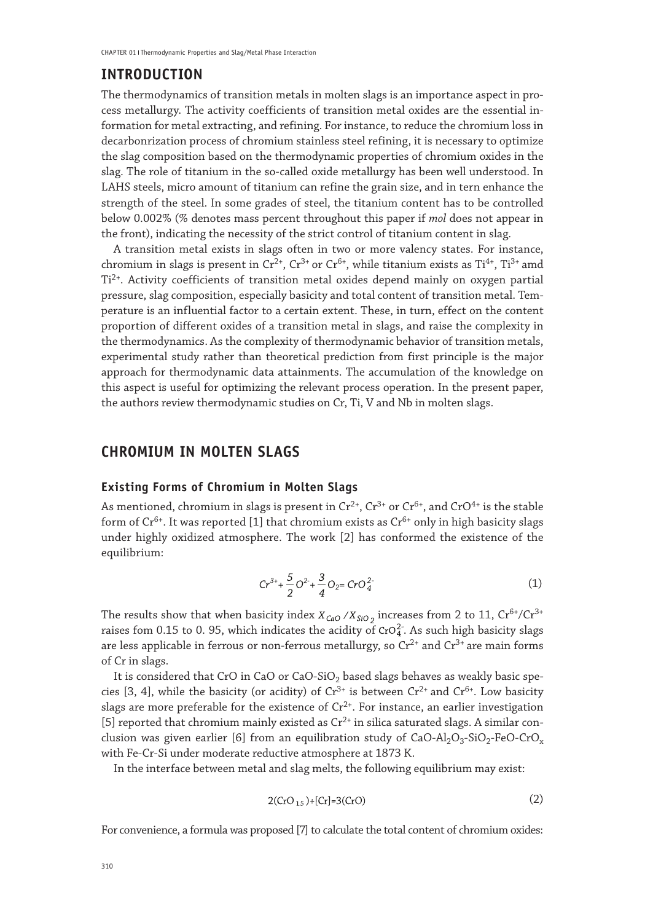## INTRODUCTION

The thermodynamics of transition metals in molten slags is an importance aspect in process metallurgy. The activity coefficients of transition metal oxides are the essential information for metal extracting, and refining. For instance, to reduce the chromium loss in decarbonrization process of chromium stainless steel refining, it is necessary to optimize the slag composition based on the thermodynamic properties of chromium oxides in the slag. The role of titanium in the so-called oxide metallurgy has been well understood. In LAHS steels, micro amount of titanium can refine the grain size, and in tern enhance the strength of the steel. In some grades of steel, the titanium content has to be controlled below 0.002% (% denotes mass percent throughout this paper if *mol* does not appear in the front), indicating the necessity of the strict control of titanium content in slag.

A transition metal exists in slags often in two or more valency states. For instance, chromium in slags is present in $Cr^{2+}$, $Cr^{3+}$ or $Cr^{6+}$, while titanium exists as $Ti^{4+}$, $Ti^{3+}$ amd $Ti^{2+}$. Activity coefficients of transition metal oxides depend mainly on oxygen partial pressure, slag composition, especially basicity and total content of transition metal. Temperature is an influential factor to a certain extent. These, in turn, effect on the content proportion of different oxides of a transition metal in slags, and raise the complexity in the thermodynamics. As the complexity of thermodynamic behavior of transition metals, experimental study rather than theoretical prediction from first principle is the major approach for thermodynamic data attainments. The accumulation of the knowledge on this aspect is useful for optimizing the relevant process operation. In the present paper, the authors review thermodynamic studies on Cr, Ti, V and Nb in molten slags.

## CHROMIUM IN MOLTEN SLAGS

### Existing Forms of Chromium in Molten Slags

As mentioned, chromium in slags is present in $Cr^{2+}$, $Cr^{3+}$ or $Cr^{6+}$, and $CrO^{4+}$ is the stable form of $Cr^{6+}$. It was reported [1] that chromium exists as $Cr^{6+}$ only in high basicity slags under highly oxidized atmosphere. The work [2] has conformed the existence of the equilibrium:

$$Cr^{3+} + \frac{5}{2}O^{2-} + \frac{3}{4}O_2 = CrO_4^{2-} \tag{1}$$

The results show that when basicity index $X_{CaO}/X_{SiO_2}$ increases from 2 to 11, $Cr^{6+}/Cr^{3+}$ raises fom 0.15 to 0. 95, which indicates the acidity of $CrO_4^{2-}$. As such high basicity slags are less applicable in ferrous or non-ferrous metallurgy, so $Cr^{2+}$ and $Cr^{3+}$ are main forms of Cr in slags.

It is considered that CrO in CaO or $CaO$-$SiO_2$ based slags behaves as weakly basic species [3, 4], while the basicity (or acidity) of $Cr^{3+}$ is between $Cr^{2+}$ and $Cr^{6+}$. Low basicity slags are more preferable for the existence of $Cr^{2+}$. For instance, an earlier investigation [5] reported that chromium mainly existed as $Cr^{2+}$ in silica saturated slags. A similar conclusion was given earlier [6] from an equilibration study of $CaO$-$Al_2O_3$-$SiO_2$-$FeO$-$CrO_x$ with Fe-Cr-Si under moderate reductive atmosphere at 1873 K.

In the interface between metal and slag melts, the following equilibrium may exist:

$$2(CrO_{1.5}) + [Cr] = 3(CrO) \tag{2}$$

For convenience, a formula was proposed [7] to calculate the total content of chromium oxides: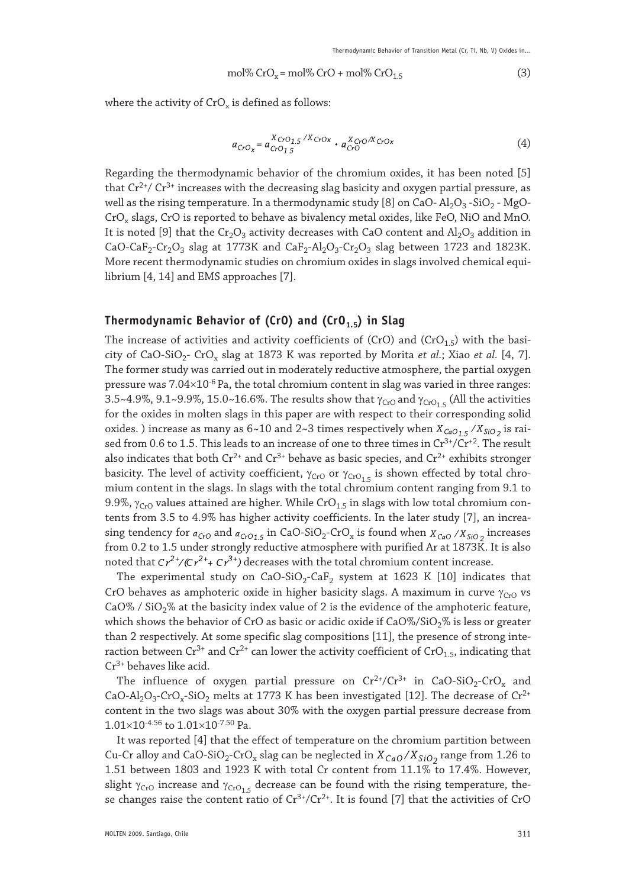$$\text{mol\% } CrO_x = \text{mol\% } CrO + \text{mol\% } CrO_{1.5} \tag{3}$$

where the activity of $CrO_x$ is defined as follows:

$$a_{CrO_x} = a_{CrO_{1.5}}^{X_{CrO_{1.5}}/X_{CrOx}} \cdot a_{CrO}^{X_{CrO}/X_{CrOx}} \tag{4}$$

Regarding the thermodynamic behavior of the chromium oxides, it has been noted [5] that $Cr^{2+}/Cr^{3+}$ increases with the decreasing slag basicity and oxygen partial pressure, as well as the rising temperature. In a thermodynamic study [8] on CaO- $Al_2O_3$ -$SiO_2$ - MgO-$CrO_x$ slags, CrO is reported to behave as bivalency metal oxides, like FeO, NiO and MnO. It is noted [9] that the $Cr_2O_3$ activity decreases with CaO content and $Al_2O_3$ addition in CaO-$CaF_2$-$Cr_2O_3$ slag at 1773K and $CaF_2$-$Al_2O_3$-$Cr_2O_3$ slag between 1723 and 1823K. More recent thermodynamic studies on chromium oxides in slags involved chemical equilibrium [4, 14] and EMS approaches [7].

## Thermodynamic Behavior of (CrO) and ($CrO_{1.5}$) in Slag

The increase of activities and activity coefficients of (CrO) and ($CrO_{1.5}$) with the basicity of CaO-$SiO_2$- $CrO_x$ slag at 1873 K was reported by Morita *et al.*; Xiao *et al.* [4, 7]. The former study was carried out in moderately reductive atmosphere, the partial oxygen pressure was $7.04\times10^{-6}$ Pa, the total chromium content in slag was varied in three ranges: 3.5~4.9%, 9.1~9.9%, 15.0~16.6%. The results show that $\gamma_{CrO}$ and $\gamma_{CrO_{1.5}}$ (All the activities for the oxides in molten slags in this paper are with respect to their corresponding solid oxides. ) increase as many as 6~10 and 2~3 times respectively when $X_{CaO_{1.5}}/X_{SiO_2}$ is raised from 0.6 to 1.5. This leads to an increase of one to three times in $Cr^{3+}/Cr^{+2}$. The result also indicates that both $Cr^{2+}$ and $Cr^{3+}$ behave as basic species, and $Cr^{2+}$ exhibits stronger basicity. The level of activity coefficient, $\gamma_{CrO}$ or $\gamma_{CrO_{1.5}}$ is shown effected by total chromium content in the slags. In slags with the total chromium content ranging from 9.1 to 9.9%, $\gamma_{CrO}$ values attained are higher. While $CrO_{1.5}$ in slags with low total chromium contents from 3.5 to 4.9% has higher activity coefficients. In the later study [7], an increasing tendency for $a_{CrO}$ and $a_{CrO1.5}$ in CaO-$SiO_2$-$CrO_x$ is found when $X_{CaO}/X_{SiO_2}$ increases from 0.2 to 1.5 under strongly reductive atmosphere with purified Ar at 1873K. It is also noted that $Cr^{2+}/(Cr^{2+}+Cr^{3+})$ decreases with the total chromium content increase.

The experimental study on CaO-$SiO_2$-$CaF_2$ system at 1623 K [10] indicates that CrO behaves as amphoteric oxide in higher basicity slags. A maximum in curve $\gamma_{CrO}$ vs CaO% / $SiO_2$% at the basicity index value of 2 is the evidence of the amphoteric feature, which shows the behavior of CrO as basic or acidic oxide if CaO%/$SiO_2$% is less or greater than 2 respectively. At some specific slag compositions [11], the presence of strong interaction between $Cr^{3+}$ and $Cr^{2+}$ can lower the activity coefficient of $CrO_{1.5}$, indicating that $Cr^{3+}$ behaves like acid.

The influence of oxygen partial pressure on $Cr^{2+}/Cr^{3+}$ in CaO-$SiO_2$-$CrO_x$ and CaO-$Al_2O_3$-$CrO_x$-$SiO_2$ melts at 1773 K has been investigated [12]. The decrease of $Cr^{2+}$ content in the two slags was about 30% with the oxygen partial pressure decrease from $1.01\times10^{-4.56}$ to $1.01\times10^{-7.50}$ Pa.

It was reported [4] that the effect of temperature on the chromium partition between Cu-Cr alloy and CaO-$SiO_2$-$CrO_x$ slag can be neglected in $X_{CaO}/X_{SiO_2}$ range from 1.26 to 1.51 between 1803 and 1923 K with total Cr content from 11.1% to 17.4%. However, slight $\gamma_{CrO}$ increase and $\gamma_{CrO_{1.5}}$ decrease can be found with the rising temperature, these changes raise the content ratio of $Cr^{3+}/Cr^{2+}$. It is found [7] that the activities of CrO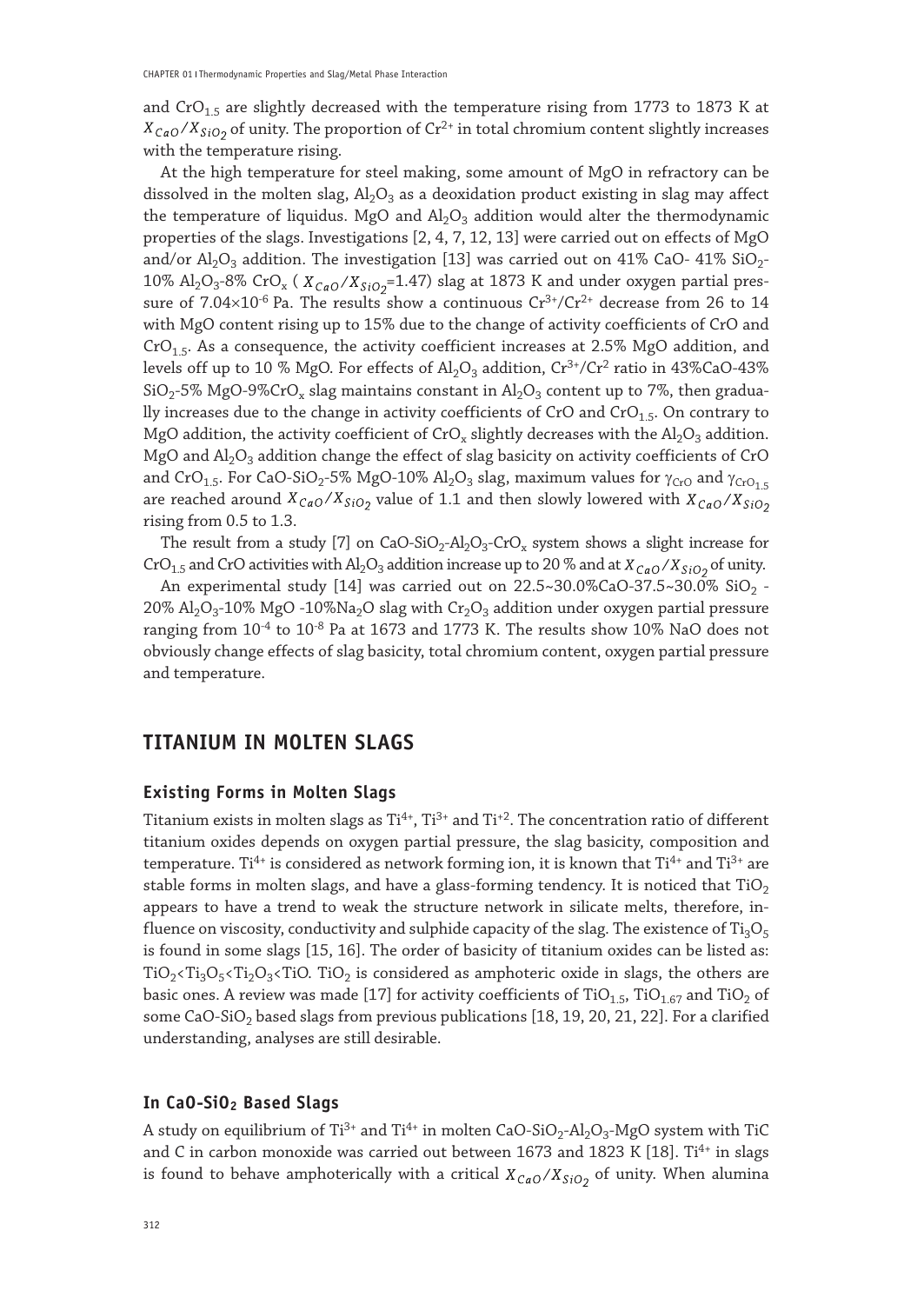and $CrO_{1.5}$ are slightly decreased with the temperature rising from 1773 to 1873 K at $X_{CaO}/X_{SiO_2}$ of unity. The proportion of $Cr^{2+}$ in total chromium content slightly increases with the temperature rising.

At the high temperature for steel making, some amount of MgO in refractory can be dissolved in the molten slag, $Al_2O_3$ as a deoxidation product existing in slag may affect the temperature of liquidus. MgO and $Al_2O_3$ addition would alter the thermodynamic properties of the slags. Investigations [2, 4, 7, 12, 13] were carried out on effects of MgO and/or $Al_2O_3$ addition. The investigation [13] was carried out on 41% CaO- 41% $SiO_2$-10% $Al_2O_3$-8% $CrO_x$ ( $X_{CaO}/X_{SiO_2}$=1.47) slag at 1873 K and under oxygen partial pressure of $7.04{\times}10^{-6}$ Pa. The results show a continuous $Cr^{3+}/Cr^{2+}$ decrease from 26 to 14 with MgO content rising up to 15% due to the change of activity coefficients of CrO and $CrO_{1.5}$. As a consequence, the activity coefficient increases at 2.5% MgO addition, and levels off up to 10 % MgO. For effects of $Al_2O_3$ addition, $Cr^{3+}/Cr^{2}$ ratio in 43%CaO-43% $SiO_2$-5% MgO-9%$CrO_x$ slag maintains constant in $Al_2O_3$ content up to 7%, then gradually increases due to the change in activity coefficients of CrO and $CrO_{1.5}$. On contrary to MgO addition, the activity coefficient of $CrO_x$ slightly decreases with the $Al_2O_3$ addition. MgO and $Al_2O_3$ addition change the effect of slag basicity on activity coefficients of CrO and $CrO_{1.5}$. For CaO-SiO$_2$-5% MgO-10% $Al_2O_3$ slag, maximum values for $\gamma_{CrO}$ and $\gamma_{CrO_{1.5}}$ are reached around $X_{CaO}/X_{SiO_2}$ value of 1.1 and then slowly lowered with $X_{CaO}/X_{SiO_2}$ rising from 0.5 to 1.3.

The result from a study [7] on CaO-SiO$_2$-$Al_2O_3$-$CrO_x$ system shows a slight increase for $CrO_{1.5}$ and CrO activities with $Al_2O_3$ addition increase up to 20 % and at $X_{CaO}/X_{SiO_2}$ of unity.

An experimental study [14] was carried out on 22.5~30.0%CaO-37.5~30.0% $SiO_2$ -20% $Al_2O_3$-10% MgO -10%$Na_2O$ slag with $Cr_2O_3$ addition under oxygen partial pressure ranging from $10^{-4}$ to $10^{-8}$ Pa at 1673 and 1773 K. The results show 10% NaO does not obviously change effects of slag basicity, total chromium content, oxygen partial pressure and temperature.

## TITANIUM IN MOLTEN SLAGS

### Existing Forms in Molten Slags

Titanium exists in molten slags as $Ti^{4+}$, $Ti^{3+}$ and $Ti^{+2}$. The concentration ratio of different titanium oxides depends on oxygen partial pressure, the slag basicity, composition and temperature. $Ti^{4+}$ is considered as network forming ion, it is known that $Ti^{4+}$ and $Ti^{3+}$ are stable forms in molten slags, and have a glass-forming tendency. It is noticed that $TiO_2$ appears to have a trend to weak the structure network in silicate melts, therefore, influence on viscosity, conductivity and sulphide capacity of the slag. The existence of $Ti_3O_5$ is found in some slags [15, 16]. The order of basicity of titanium oxides can be listed as: $TiO_2$<$Ti_3O_5$<$Ti_2O_3$<TiO. $TiO_2$ is considered as amphoteric oxide in slags, the others are basic ones. A review was made [17] for activity coefficients of $TiO_{1.5}$, $TiO_{1.67}$ and $TiO_2$ of some CaO-SiO$_2$ based slags from previous publications [18, 19, 20, 21, 22]. For a clarified understanding, analyses are still desirable.

### In CaO-SiO$_2$ Based Slags

A study on equilibrium of $Ti^{3+}$ and $Ti^{4+}$ in molten CaO-SiO$_2$-$Al_2O_3$-MgO system with TiC and C in carbon monoxide was carried out between 1673 and 1823 K [18]. $Ti^{4+}$ in slags is found to behave amphoterically with a critical $X_{CaO}/X_{SiO_2}$ of unity. When alumina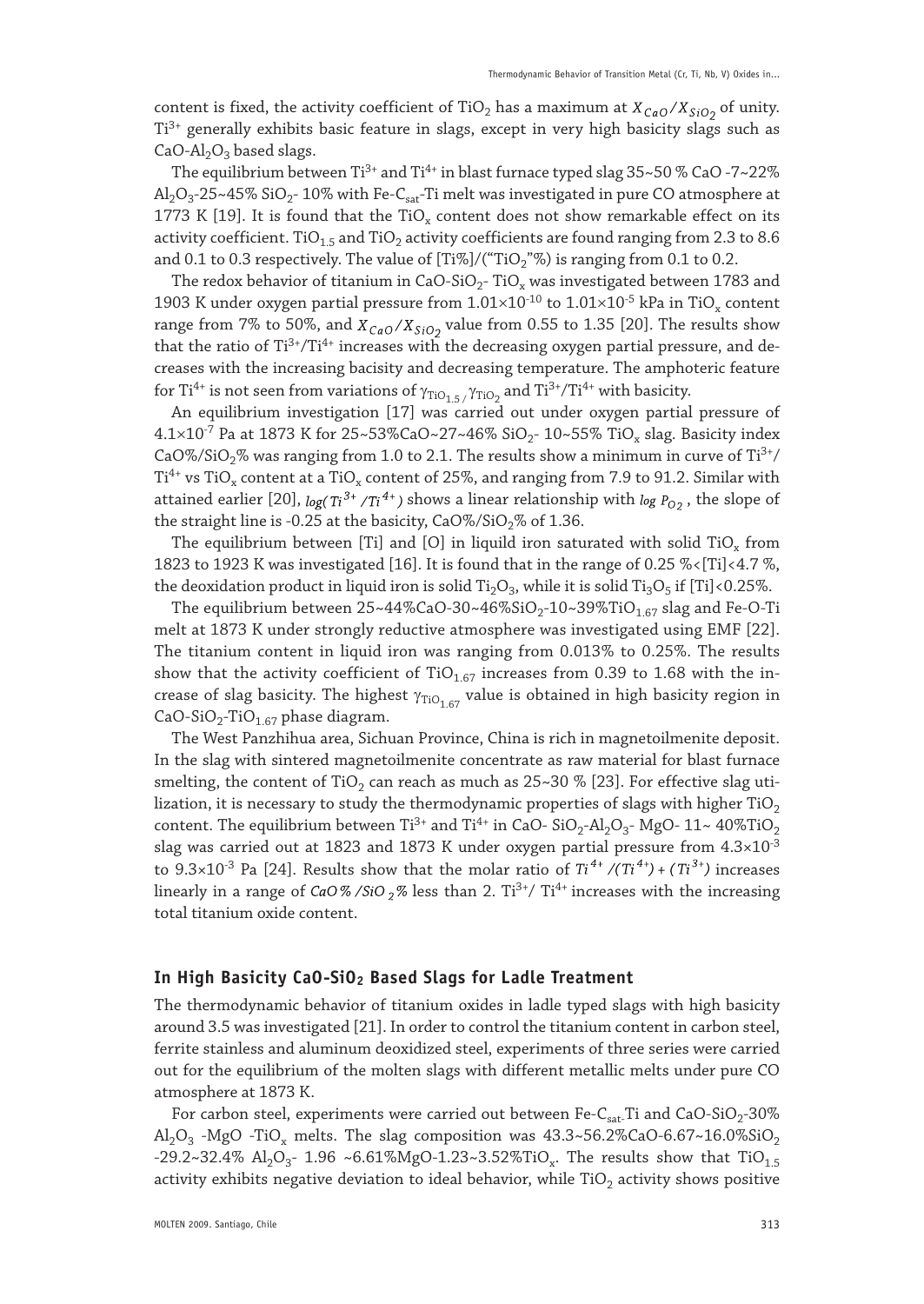content is fixed, the activity coefficient of $TiO_2$ has a maximum at $X_{CaO}/X_{SiO_2}$ of unity. $Ti^{3+}$ generally exhibits basic feature in slags, except in very high basicity slags such as $CaO$-$Al_2O_3$ based slags.

The equilibrium between $Ti^{3+}$ and $Ti^{4+}$ in blast furnace typed slag 35~50 % CaO -7~22% $Al_2O_3$-25~45% $SiO_2$- 10% with Fe-$C_{sat}$-Ti melt was investigated in pure CO atmosphere at 1773 K [19]. It is found that the $TiO_x$ content does not show remarkable effect on its activity coefficient. $TiO_{1.5}$ and $TiO_2$ activity coefficients are found ranging from 2.3 to 8.6 and 0.1 to 0.3 respectively. The value of [Ti%]/("$TiO_2$"%) is ranging from 0.1 to 0.2.

The redox behavior of titanium in $CaO$-$SiO_2$- $TiO_x$ was investigated between 1783 and 1903 K under oxygen partial pressure from $1.01\times10^{-10}$ to $1.01\times10^{-5}$ kPa in $TiO_x$ content range from 7% to 50%, and $X_{CaO}/X_{SiO_2}$ value from 0.55 to 1.35 [20]. The results show that the ratio of $Ti^{3+}/Ti^{4+}$ increases with the decreasing oxygen partial pressure, and decreases with the increasing bacisity and decreasing temperature. The amphoteric feature for $Ti^{4+}$ is not seen from variations of $\gamma_{TiO_{1.5}}/\gamma_{TiO_2}$ and $Ti^{3+}/Ti^{4+}$ with basicity.

An equilibrium investigation [17] was carried out under oxygen partial pressure of $4.1\times10^{-7}$ Pa at 1873 K for 25~53%CaO~27~46% $SiO_2$- 10~55% $TiO_x$ slag. Basicity index CaO%/$SiO_2$% was ranging from 1.0 to 2.1. The results show a minimum in curve of $Ti^{3+}/Ti^{4+}$ vs $TiO_x$ content at a $TiO_x$ content of 25%, and ranging from 7.9 to 91.2. Similar with attained earlier [20], $\log(Ti^{3+}/Ti^{4+})$ shows a linear relationship with $\log P_{O_2}$, the slope of the straight line is -0.25 at the basicity, CaO%/$SiO_2$% of 1.36.

The equilibrium between [Ti] and [O] in liquild iron saturated with solid $TiO_x$ from 1823 to 1923 K was investigated [16]. It is found that in the range of 0.25 %<[Ti]<4.7 %, the deoxidation product in liquid iron is solid $Ti_2O_3$, while it is solid $Ti_3O_5$ if [Ti]<0.25%.

The equilibrium between 25~44%CaO-30~46%$SiO_2$-10~39%$TiO_{1.67}$ slag and Fe-O-Ti melt at 1873 K under strongly reductive atmosphere was investigated using EMF [22]. The titanium content in liquid iron was ranging from 0.013% to 0.25%. The results show that the activity coefficient of $TiO_{1.67}$ increases from 0.39 to 1.68 with the increase of slag basicity. The highest $\gamma_{TiO_{1.67}}$ value is obtained in high basicity region in $CaO$-$SiO_2$-$TiO_{1.67}$ phase diagram.

The West Panzhihua area, Sichuan Province, China is rich in magnetoilmenite deposit. In the slag with sintered magnetoilmenite concentrate as raw material for blast furnace smelting, the content of $TiO_2$ can reach as much as 25~30 % [23]. For effective slag utilization, it is necessary to study the thermodynamic properties of slags with higher $TiO_2$ content. The equilibrium between $Ti^{3+}$ and $Ti^{4+}$ in CaO- $SiO_2$-$Al_2O_3$- MgO- 11~ 40%$TiO_2$ slag was carried out at 1823 and 1873 K under oxygen partial pressure from $4.3\times10^{-3}$ to $9.3\times10^{-3}$ Pa [24]. Results show that the molar ratio of $Ti^{4+}/(Ti^{4+})+(Ti^{3+})$ increases linearly in a range of $CaO\%/SiO_2\%$ less than 2. $Ti^{3+}/Ti^{4+}$ increases with the increasing total titanium oxide content.

## In High Basicity $CaO$-$SiO_2$ Based Slags for Ladle Treatment

The thermodynamic behavior of titanium oxides in ladle typed slags with high basicity around 3.5 was investigated [21]. In order to control the titanium content in carbon steel, ferrite stainless and aluminum deoxidized steel, experiments of three series were carried out for the equilibrium of the molten slags with different metallic melts under pure CO atmosphere at 1873 K.

For carbon steel, experiments were carried out between Fe-$C_{sat}$-Ti and $CaO$-$SiO_2$-30% $Al_2O_3$ -MgO -$TiO_x$ melts. The slag composition was 43.3~56.2%CaO-6.67~16.0%$SiO_2$ -29.2~32.4% $Al_2O_3$- 1.96 ~6.61%MgO-1.23~3.52%$TiO_x$. The results show that $TiO_{1.5}$ activity exhibits negative deviation to ideal behavior, while $TiO_2$ activity shows positive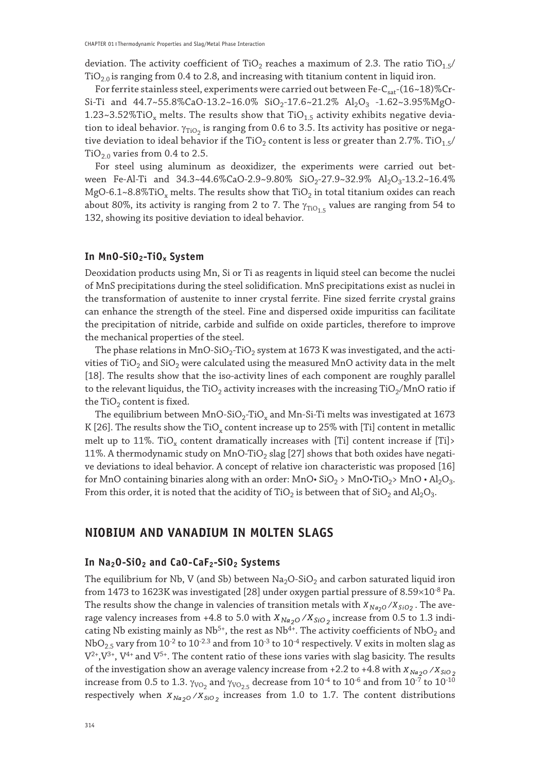deviation. The activity coefficient of $TiO_2$ reaches a maximum of 2.3. The ratio $TiO_{1.5}$/$TiO_{2.0}$ is ranging from 0.4 to 2.8, and increasing with titanium content in liquid iron.

For ferrite stainless steel, experiments were carried out between Fe-$C_{sat}$-(16~18)%Cr-Si-Ti and 44.7~55.8%CaO-13.2~16.0% $SiO_2$-17.6~21.2% $Al_2O_3$ -1.62~3.95%MgO-1.23~3.52%$TiO_x$ melts. The results show that $TiO_{1.5}$ activity exhibits negative deviation to ideal behavior. $\gamma_{TiO_2}$ is ranging from 0.6 to 3.5. Its activity has positive or negative deviation to ideal behavior if the $TiO_2$ content is less or greater than 2.7%. $TiO_{1.5}$/$TiO_{2.0}$ varies from 0.4 to 2.5.

For steel using aluminum as deoxidizer, the experiments were carried out between Fe-Al-Ti and 34.3~44.6%CaO-2.9~9.80% $SiO_2$-27.9~32.9% $Al_2O_3$-13.2~16.4% MgO-6.1~8.8%$TiO_x$ melts. The results show that $TiO_2$ in total titanium oxides can reach about 80%, its activity is ranging from 2 to 7. The $\gamma_{TiO_{1.5}}$ values are ranging from 54 to 132, showing its positive deviation to ideal behavior.

### In $MnO$-$SiO_2$-$TiO_x$ System

Deoxidation products using Mn, Si or Ti as reagents in liquid steel can become the nuclei of MnS precipitations during the steel solidification. MnS precipitations exist as nuclei in the transformation of austenite to inner crystal ferrite. Fine sized ferrite crystal grains can enhance the strength of the steel. Fine and dispersed oxide impuritiss can facilitate the precipitation of nitride, carbide and sulfide on oxide particles, therefore to improve the mechanical properties of the steel.

The phase relations in $MnO$-$SiO_2$-$TiO_2$ system at 1673 K was investigated, and the activities of $TiO_2$ and $SiO_2$ were calculated using the measured MnO activity data in the melt [18]. The results show that the iso-activity lines of each component are roughly parallel to the relevant liquidus, the $TiO_2$ activity increases with the increasing $TiO_2$/MnO ratio if the $TiO_2$ content is fixed.

The equilibrium between $MnO$-$SiO_2$-$TiO_x$ and Mn-Si-Ti melts was investigated at 1673 K [26]. The results show the $TiO_x$ content increase up to 25% with [Ti] content in metallic melt up to 11%. $TiO_x$ content dramatically increases with [Ti] content increase if [Ti]> 11%. A thermodynamic study on $MnO$-$TiO_2$ slag [27] shows that both oxides have negative deviations to ideal behavior. A concept of relative ion characteristic was proposed [16] for MnO containing binaries along with an order: MnO• $SiO_2$ > MnO•$TiO_2$> MnO • $Al_2O_3$. From this order, it is noted that the acidity of $TiO_2$ is between that of $SiO_2$ and $Al_2O_3$.

## NIOBIUM AND VANADIUM IN MOLTEN SLAGS

### In $Na_2O$-$SiO_2$ and $CaO$-$CaF_2$-$SiO_2$ Systems

The equilibrium for Nb, V (and Sb) between $Na_2O$-$SiO_2$ and carbon saturated liquid iron from 1473 to 1623K was investigated [28] under oxygen partial pressure of $8.59\times10^{-8}$ Pa. The results show the change in valencies of transition metals with $X_{Na_2O}/X_{SiO_2}$. The average valency increases from +4.8 to 5.0 with $X_{Na_2O}/X_{SiO_2}$ increase from 0.5 to 1.3 indicating Nb existing mainly as $Nb^{5+}$, the rest as $Nb^{4+}$. The activity coefficients of $NbO_2$ and $NbO_{2.5}$ vary from $10^{-2}$ to $10^{-2.3}$ and from $10^{-3}$ to $10^{-4}$ respectively. V exits in molten slag as $V^{2+}$,$V^{3+}$, $V^{4+}$ and $V^{5+}$. The content ratio of these ions varies with slag basicity. The results of the investigation show an average valency increase from +2.2 to +4.8 with $X_{Na_2O}/X_{SiO_2}$ increase from 0.5 to 1.3. $\gamma_{VO_2}$ and $\gamma_{VO_{2.5}}$ decrease from $10^{-4}$ to $10^{-6}$ and from $10^{-7}$ to $10^{-10}$ respectively when $X_{Na_2O}/X_{SiO_2}$ increases from 1.0 to 1.7. The content distributions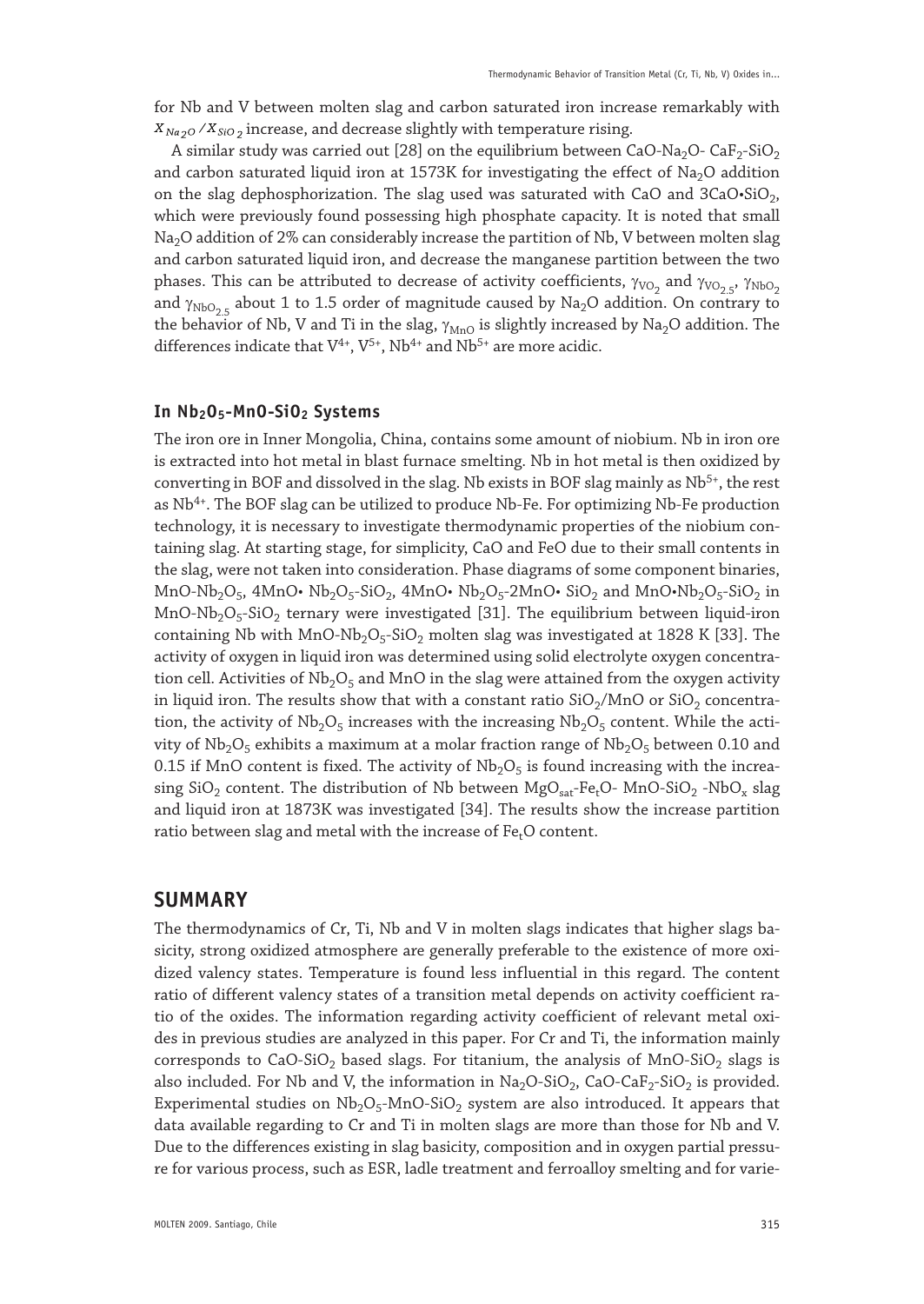for Nb and V between molten slag and carbon saturated iron increase remarkably with $X_{Na_2O}/X_{SiO_2}$ increase, and decrease slightly with temperature rising.

A similar study was carried out [28] on the equilibrium between $CaO$-$Na_2O$- $CaF_2$-$SiO_2$ and carbon saturated liquid iron at 1573K for investigating the effect of $Na_2O$ addition on the slag dephosphorization. The slag used was saturated with CaO and $3CaO{\bullet}SiO_2$, which were previously found possessing high phosphate capacity. It is noted that small $Na_2O$ addition of 2% can considerably increase the partition of Nb, V between molten slag and carbon saturated liquid iron, and decrease the manganese partition between the two phases. This can be attributed to decrease of activity coefficients, $\gamma_{VO_2}$ and $\gamma_{VO_{2.5}}$, $\gamma_{NbO_2}$ and $\gamma_{NbO_{2.5}}$ about 1 to 1.5 order of magnitude caused by $Na_2O$ addition. On contrary to the behavior of Nb, V and Ti in the slag, $\gamma_{MnO}$ is slightly increased by $Na_2O$ addition. The differences indicate that $V^{4+}$, $V^{5+}$, $Nb^{4+}$ and $Nb^{5+}$ are more acidic.

### In $Nb_2O_5$-MnO-$SiO_2$ Systems

The iron ore in Inner Mongolia, China, contains some amount of niobium. Nb in iron ore is extracted into hot metal in blast furnace smelting. Nb in hot metal is then oxidized by converting in BOF and dissolved in the slag. Nb exists in BOF slag mainly as $Nb^{5+}$, the rest as $Nb^{4+}$. The BOF slag can be utilized to produce Nb-Fe. For optimizing Nb-Fe production technology, it is necessary to investigate thermodynamic properties of the niobium containing slag. At starting stage, for simplicity, CaO and FeO due to their small contents in the slag, were not taken into consideration. Phase diagrams of some component binaries, MnO-$Nb_2O_5$, 4MnO• $Nb_2O_5$-$SiO_2$, 4MnO• $Nb_2O_5$-2MnO• $SiO_2$ and MnO•$Nb_2O_5$-$SiO_2$ in MnO-$Nb_2O_5$-$SiO_2$ ternary were investigated [31]. The equilibrium between liquid-iron containing Nb with MnO-$Nb_2O_5$-$SiO_2$ molten slag was investigated at 1828 K [33]. The activity of oxygen in liquid iron was determined using solid electrolyte oxygen concentration cell. Activities of $Nb_2O_5$ and MnO in the slag were attained from the oxygen activity in liquid iron. The results show that with a constant ratio $SiO_2$/MnO or $SiO_2$ concentration, the activity of $Nb_2O_5$ increases with the increasing $Nb_2O_5$ content. While the activity of $Nb_2O_5$ exhibits a maximum at a molar fraction range of $Nb_2O_5$ between 0.10 and 0.15 if MnO content is fixed. The activity of $Nb_2O_5$ is found increasing with the increasing $SiO_2$ content. The distribution of Nb between $MgO_{sat}$-$Fe_tO$- MnO-$SiO_2$ -$NbO_x$ slag and liquid iron at 1873K was investigated [34]. The results show the increase partition ratio between slag and metal with the increase of $Fe_tO$ content.

## SUMMARY

The thermodynamics of Cr, Ti, Nb and V in molten slags indicates that higher slags basicity, strong oxidized atmosphere are generally preferable to the existence of more oxidized valency states. Temperature is found less influential in this regard. The content ratio of different valency states of a transition metal depends on activity coefficient ratio of the oxides. The information regarding activity coefficient of relevant metal oxides in previous studies are analyzed in this paper. For Cr and Ti, the information mainly corresponds to CaO-$SiO_2$ based slags. For titanium, the analysis of MnO-$SiO_2$ slags is also included. For Nb and V, the information in $Na_2O$-$SiO_2$, CaO-$CaF_2$-$SiO_2$ is provided. Experimental studies on $Nb_2O_5$-MnO-$SiO_2$ system are also introduced. It appears that data available regarding to Cr and Ti in molten slags are more than those for Nb and V. Due to the differences existing in slag basicity, composition and in oxygen partial pressure for various process, such as ESR, ladle treatment and ferroalloy smelting and for varie-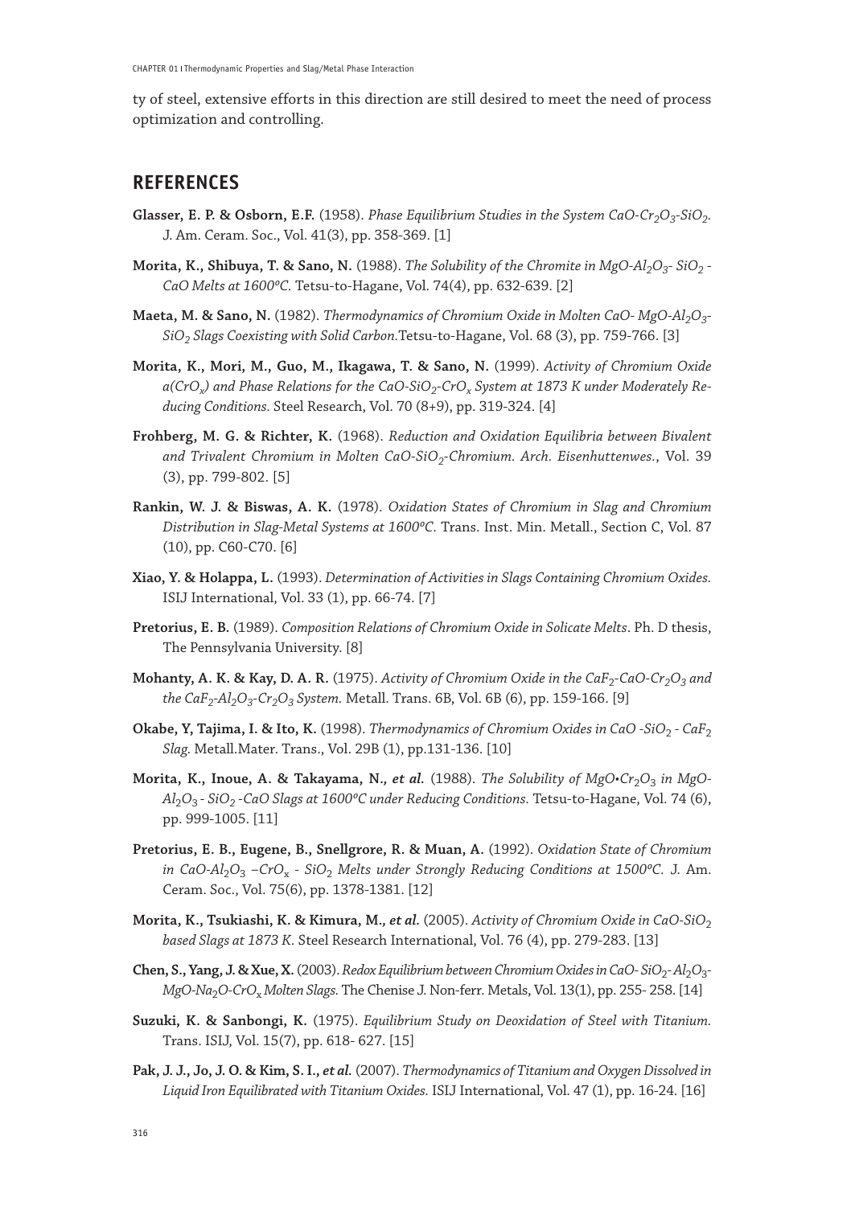ty of steel, extensive efforts in this direction are still desired to meet the need of process optimization and controlling.

## REFERENCES

**Glasser, E. P. & Osborn, E.F.** (1958). *Phase Equilibrium Studies in the System CaO-$Cr_2O_3$-$SiO_2$.* J. Am. Ceram. Soc., Vol. 41(3), pp. 358-369. [1]

**Morita, K., Shibuya, T. & Sano, N.** (1988). *The Solubility of the Chromite in MgO-$Al_2O_3$- $SiO_2$ - CaO Melts at 1600ºC.* Tetsu-to-Hagane, Vol. 74(4), pp. 632-639. [2]

**Maeta, M. & Sano, N.** (1982). *Thermodynamics of Chromium Oxide in Molten CaO- MgO-$Al_2O_3$-$SiO_2$ Slags Coexisting with Solid Carbon.*Tetsu-to-Hagane, Vol. 68 (3), pp. 759-766. [3]

**Morita, K., Mori, M., Guo, M., Ikagawa, T. & Sano, N.** (1999). *Activity of Chromium Oxide a($CrO_x$) and Phase Relations for the CaO-$SiO_2$-$CrO_x$ System at 1873 K under Moderately Reducing Conditions.* Steel Research, Vol. 70 (8+9), pp. 319-324. [4]

**Frohberg, M. G. & Richter, K.** (1968). *Reduction and Oxidation Equilibria between Bivalent and Trivalent Chromium in Molten CaO-$SiO_2$-Chromium. Arch. Eisenhuttenwes.*, Vol. 39 (3), pp. 799-802. [5]

**Rankin, W. J. & Biswas, A. K.** (1978). *Oxidation States of Chromium in Slag and Chromium Distribution in Slag-Metal Systems at 1600ºC.* Trans. Inst. Min. Metall., Section C, Vol. 87 (10), pp. C60-C70. [6]

**Xiao, Y. & Holappa, L.** (1993). *Determination of Activities in Slags Containing Chromium Oxides.* ISIJ International, Vol. 33 (1), pp. 66-74. [7]

**Pretorius, E. B.** (1989). *Composition Relations of Chromium Oxide in Solicate Melts*. Ph. D thesis, The Pennsylvania University. [8]

**Mohanty, A. K. & Kay, D. A. R.** (1975). *Activity of Chromium Oxide in the $CaF_2$-CaO-$Cr_2O_3$ and the $CaF_2$-$Al_2O_3$-$Cr_2O_3$ System.* Metall. Trans. 6B, Vol. 6B (6), pp. 159-166. [9]

**Okabe, Y, Tajima, I. & Ito, K.** (1998). *Thermodynamics of Chromium Oxides in CaO -$SiO_2$ - $CaF_2$ Slag.* Metall.Mater. Trans., Vol. 29B (1), pp.131-136. [10]

**Morita, K., Inoue, A. & Takayama, N.*, et al.*** (1988). *The Solubility of MgO•$Cr_2O_3$ in MgO-$Al_2O_3$ - $SiO_2$ -CaO Slags at 1600ºC under Reducing Conditions.* Tetsu-to-Hagane, Vol. 74 (6), pp. 999-1005. [11]

**Pretorius, E. B., Eugene, B., Snellgrore, R. & Muan, A.** (1992). *Oxidation State of Chromium in CaO-$Al_2O_3$ –$CrO_x$ - $SiO_2$ Melts under Strongly Reducing Conditions at 1500ºC.* J. Am. Ceram. Soc., Vol. 75(6), pp. 1378-1381. [12]

**Morita, K., Tsukiashi, K. & Kimura, M.*, et al.*** (2005). *Activity of Chromium Oxide in CaO-$SiO_2$ based Slags at 1873 K.* Steel Research International, Vol. 76 (4), pp. 279-283. [13]

**Chen, S., Yang, J. & Xue, X.** (2003). *Redox Equilibrium between Chromium Oxides in CaO- $SiO_2$- $Al_2O_3$-MgO-$Na_2O$-$CrO_x$ Molten Slags.* The Chenise J. Non-ferr. Metals, Vol. 13(1), pp. 255- 258. [14]

**Suzuki, K. & Sanbongi, K.** (1975). *Equilibrium Study on Deoxidation of Steel with Titanium.* Trans. ISIJ, Vol. 15(7), pp. 618- 627. [15]

**Pak, J. J., Jo, J. O. & Kim, S. I.,** ***et al.*** (2007). *Thermodynamics of Titanium and Oxygen Dissolved in Liquid Iron Equilibrated with Titanium Oxides.* ISIJ International, Vol. 47 (1), pp. 16-24. [16]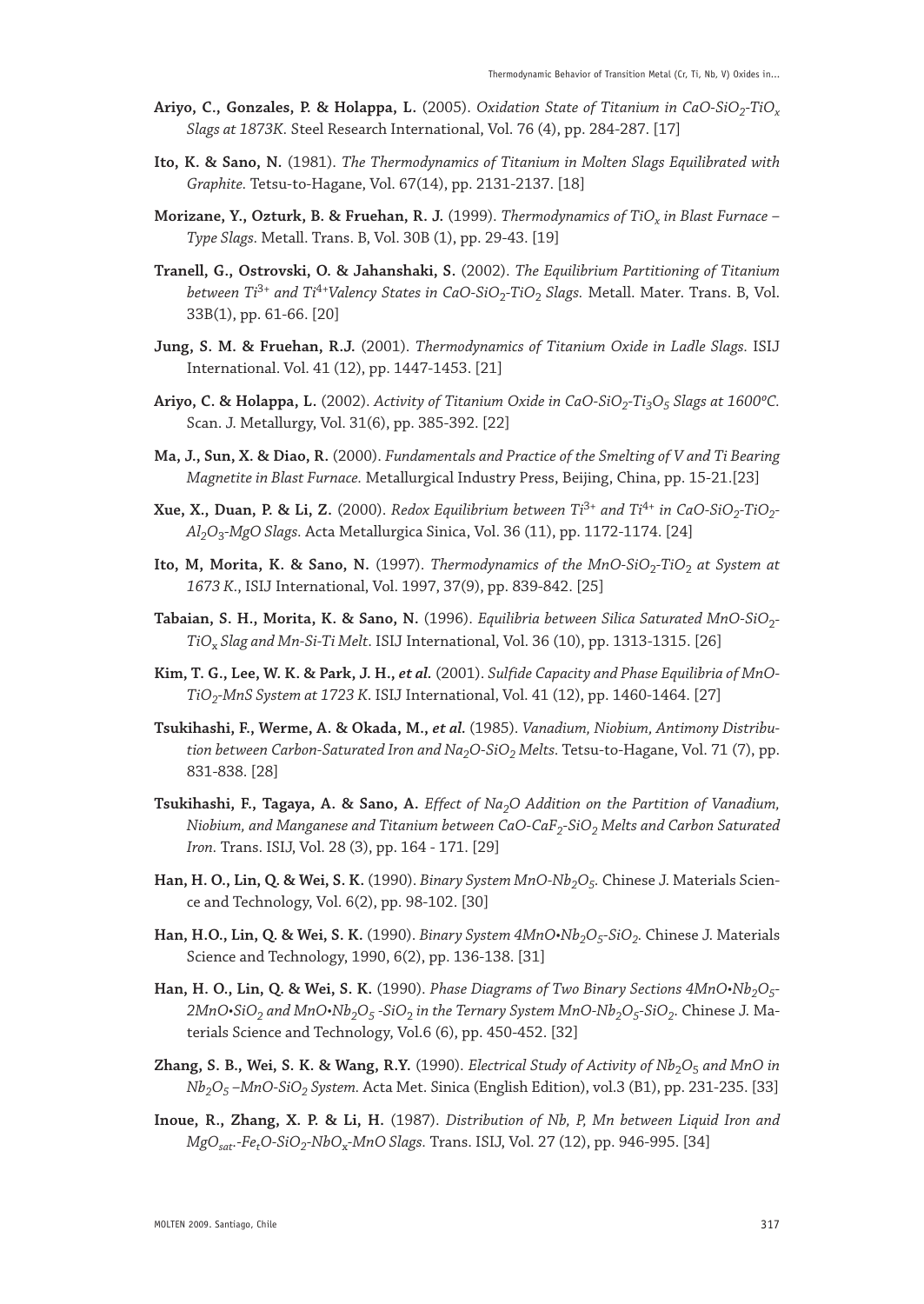**Ariyo, C., Gonzales, P. & Holappa, L.** (2005). *Oxidation State of Titanium in $CaO$-$SiO_2$-$TiO_x$ Slags at 1873K.* Steel Research International, Vol. 76 (4), pp. 284-287. [17]

**Ito, K. & Sano, N.** (1981). *The Thermodynamics of Titanium in Molten Slags Equilibrated with Graphite.* Tetsu-to-Hagane, Vol. 67(14), pp. 2131-2137. [18]

**Morizane, Y., Ozturk, B. & Fruehan, R. J.** (1999). *Thermodynamics of $TiO_x$ in Blast Furnace – Type Slags.* Metall. Trans. B, Vol. 30B (1), pp. 29-43. [19]

**Tranell, G., Ostrovski, O. & Jahanshaki, S.** (2002). *The Equilibrium Partitioning of Titanium between $Ti^{3+}$ and $Ti^{4+}$Valency States in $CaO$-$SiO_2$-$TiO_2$ Slags.* Metall. Mater. Trans. B, Vol. 33B(1), pp. 61-66. [20]

**Jung, S. M. & Fruehan, R.J.** (2001). *Thermodynamics of Titanium Oxide in Ladle Slags.* ISIJ International. Vol. 41 (12), pp. 1447-1453. [21]

**Ariyo, C. & Holappa, L.** (2002). *Activity of Titanium Oxide in $CaO$-$SiO_2$-$Ti_3O_5$ Slags at 1600ºC.* Scan. J. Metallurgy, Vol. 31(6), pp. 385-392. [22]

**Ma, J., Sun, X. & Diao, R.** (2000). *Fundamentals and Practice of the Smelting of V and Ti Bearing Magnetite in Blast Furnace.* Metallurgical Industry Press, Beijing, China, pp. 15-21.[23]

**Xue, X., Duan, P. & Li, Z.** (2000). *Redox Equilibrium between $Ti^{3+}$ and $Ti^{4+}$ in $CaO$-$SiO_2$-$TiO_2$-$Al_2O_3$-$MgO$ Slags.* Acta Metallurgica Sinica, Vol. 36 (11), pp. 1172-1174. [24]

**Ito, M, Morita, K. & Sano, N.** (1997). *Thermodynamics of the $MnO$-$SiO_2$-$TiO_2$ at System at 1673 K.*, ISIJ International, Vol. 1997, 37(9), pp. 839-842. [25]

**Tabaian, S. H., Morita, K. & Sano, N.** (1996). *Equilibria between Silica Saturated $MnO$-$SiO_2$-$TiO_x$ Slag and Mn-Si-Ti Melt.* ISIJ International, Vol. 36 (10), pp. 1313-1315. [26]

**Kim, T. G., Lee, W. K. & Park, J. H., *et al.*** (2001). *Sulfide Capacity and Phase Equilibria of $MnO$-$TiO_2$-$MnS$ System at 1723 K.* ISIJ International, Vol. 41 (12), pp. 1460-1464. [27]

**Tsukihashi, F., Werme, A. & Okada, M., *et al.*** (1985). *Vanadium, Niobium, Antimony Distribution between Carbon-Saturated Iron and $Na_2O$-$SiO_2$ Melts.* Tetsu-to-Hagane, Vol. 71 (7), pp. 831-838. [28]

**Tsukihashi, F., Tagaya, A. & Sano, A.** *Effect of $Na_2O$ Addition on the Partition of Vanadium, Niobium, and Manganese and Titanium between $CaO$-$CaF_2$-$SiO_2$ Melts and Carbon Saturated Iron.* Trans. ISIJ, Vol. 28 (3), pp. 164 - 171. [29]

**Han, H. O., Lin, Q. & Wei, S. K.** (1990). *Binary System $MnO$-$Nb_2O_5$.* Chinese J. Materials Science and Technology, Vol. 6(2), pp. 98-102. [30]

**Han, H.O., Lin, Q. & Wei, S. K.** (1990). *Binary System $4MnO{\bullet}Nb_2O_5$-$SiO_2$.* Chinese J. Materials Science and Technology, 1990, 6(2), pp. 136-138. [31]

**Han, H. O., Lin, Q. & Wei, S. K.** (1990). *Phase Diagrams of Two Binary Sections $4MnO{\bullet}Nb_2O_5$-$2MnO{\bullet}SiO_2$ and $MnO{\bullet}Nb_2O_5$ -$SiO_2$ in the Ternary System $MnO$-$Nb_2O_5$-$SiO_2$.* Chinese J. Materials Science and Technology, Vol.6 (6), pp. 450-452. [32]

**Zhang, S. B., Wei, S. K. & Wang, R.Y.** (1990). *Electrical Study of Activity of $Nb_2O_5$ and $MnO$ in $Nb_2O_5$ –$MnO$-$SiO_2$ System.* Acta Met. Sinica (English Edition), vol.3 (B1), pp. 231-235. [33]

**Inoue, R., Zhang, X. P. & Li, H.** (1987). *Distribution of Nb, P, Mn between Liquid Iron and $MgO_{sat.}$-$Fe_tO$-$SiO_2$-$NbO_x$-$MnO$ Slags.* Trans. ISIJ, Vol. 27 (12), pp. 946-995. [34]